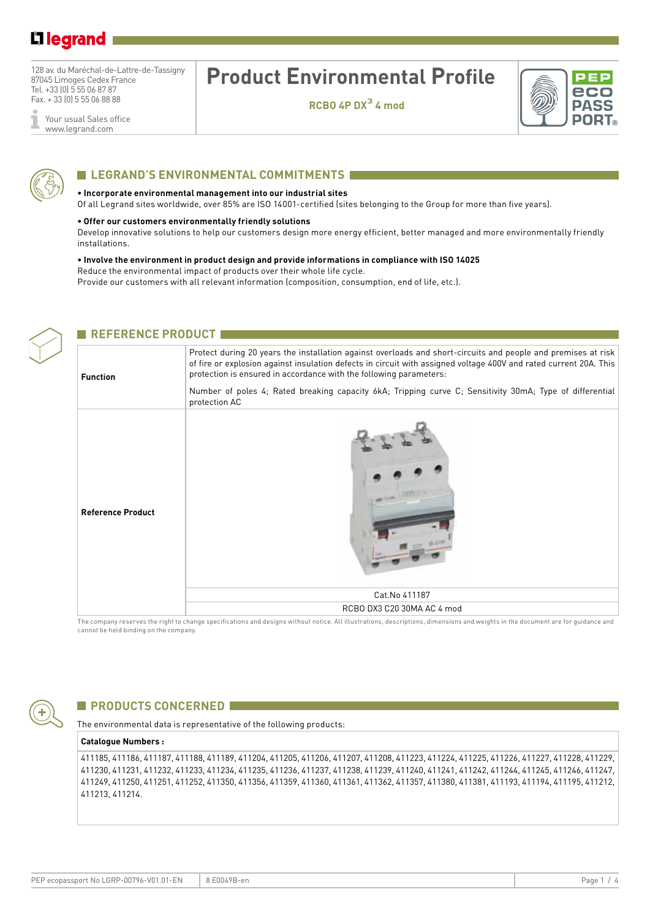128 av. du Maréchal-de-Lattre-de-Tassigny
87045 Limoges Cedex France
Tel. +33 (0) 5 55 06 87 87
Fax. + 33 (0) 5 55 06 88 88

Your usual Sales office
www.legrand.com

# Product Environmental Profile

**RCBO 4P DX³ 4 mod**

## LEGRAND'S ENVIRONMENTAL COMMITMENTS

**• Incorporate environmental management into our industrial sites**
Of all Legrand sites worldwide, over 85% are ISO 14001-certified (sites belonging to the Group for more than five years).

**• Offer our customers environmentally friendly solutions**
Develop innovative solutions to help our customers design more energy efficient, better managed and more environmentally friendly installations.

**• Involve the environment in product design and provide informations in compliance with ISO 14025**
Reduce the environmental impact of products over their whole life cycle.
Provide our customers with all relevant information (composition, consumption, end of life, etc.).

## REFERENCE PRODUCT

| | |
|---|---|
| **Function** | Protect during 20 years the installation against overloads and short-circuits and people and premises at risk of fire or explosion against insulation defects in circuit with assigned voltage 400V and rated current 20A. This protection is ensured in accordance with the following parameters:<br><br>Number of poles 4; Rated breaking capacity 6kA; Tripping curve C; Sensitivity 30mA; Type of differential protection AC |
| **Reference Product** | Cat.No 411187<br>RCBO DX3 C20 30MA AC 4 mod |

The company reserves the right to change specifications and designs without notice. All illustrations, descriptions, dimensions and weights in the document are for guidance and cannot be held binding on the company.

## PRODUCTS CONCERNED

The environmental data is representative of the following products:

**Catalogue Numbers :**

411185, 411186, 411187, 411188, 411189, 411204, 411205, 411206, 411207, 411208, 411223, 411224, 411225, 411226, 411227, 411228, 411229, 411230, 411231, 411232, 411233, 411234, 411235, 411236, 411237, 411238, 411239, 411240, 411241, 411242, 411244, 411245, 411246, 411247, 411249, 411250, 411251, 411252, 411350, 411356, 411359, 411360, 411361, 411362, 411357, 411380, 411381, 411193, 411194, 411195, 411212, 411213, 411214.

PEP ecopassport No LGRP-00796-V01.01-EN | 8 E0049B-en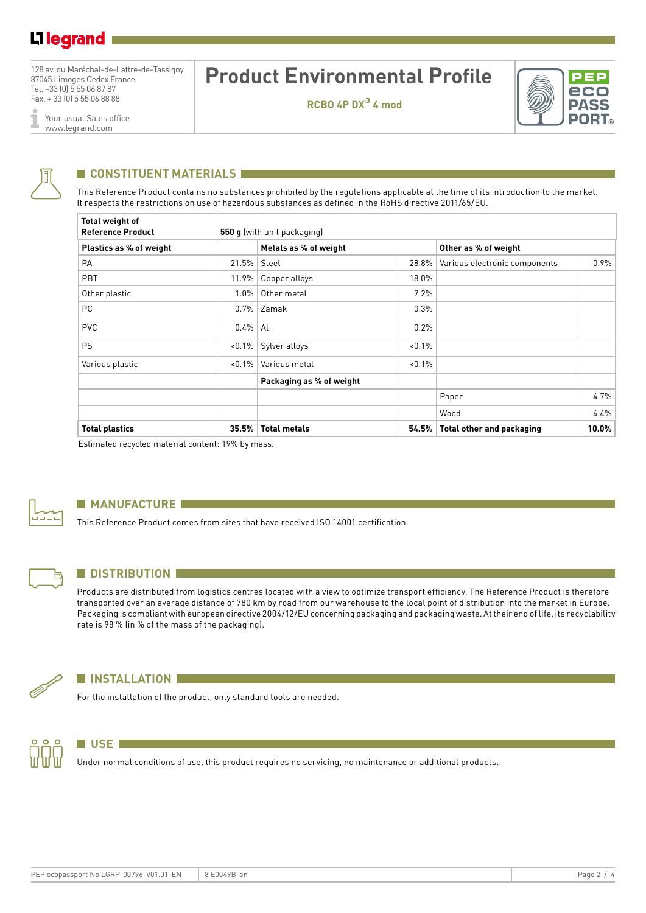# Product Environmental Profile

**RCBO 4P DX³ 4 mod**

128 av. du Maréchal-de-Lattre-de-Tassigny
87045 Limoges Cedex France
Tel. +33 (0) 5 55 06 87 87
Fax. + 33 (0) 5 55 06 88 88

Your usual Sales office
www.legrand.com

## CONSTITUENT MATERIALS

This Reference Product contains no substances prohibited by the regulations applicable at the time of its introduction to the market. It respects the restrictions on use of hazardous substances as defined in the RoHS directive 2011/65/EU.

| **Total weight of Reference Product** | **550 g** (with unit packaging) | | | | |
|---|---|---|---|---|---|
| **Plastics as % of weight** | | **Metals as % of weight** | | **Other as % of weight** | |
| PA | 21.5% | Steel | 28.8% | Various electronic components | 0.9% |
| PBT | 11.9% | Copper alloys | 18.0% | | |
| Other plastic | 1.0% | Other metal | 7.2% | | |
| PC | 0.7% | Zamak | 0.3% | | |
| PVC | 0.4% | Al | 0.2% | | |
| PS | <0.1% | Sylver alloys | <0.1% | | |
| Various plastic | <0.1% | Various metal | <0.1% | | |
| | | **Packaging as % of weight** | | | |
| | | | | Paper | 4.7% |
| | | | | Wood | 4.4% |
| **Total plastics** | **35.5%** | **Total metals** | **54.5%** | **Total other and packaging** | **10.0%** |

Estimated recycled material content: 19% by mass.

## MANUFACTURE

This Reference Product comes from sites that have received ISO 14001 certification.

## DISTRIBUTION

Products are distributed from logistics centres located with a view to optimize transport efficiency. The Reference Product is therefore transported over an average distance of 780 km by road from our warehouse to the local point of distribution into the market in Europe. Packaging is compliant with european directive 2004/12/EU concerning packaging and packaging waste. At their end of life, its recyclability rate is 98 % (in % of the mass of the packaging).

## INSTALLATION

For the installation of the product, only standard tools are needed.

## USE

Under normal conditions of use, this product requires no servicing, no maintenance or additional products.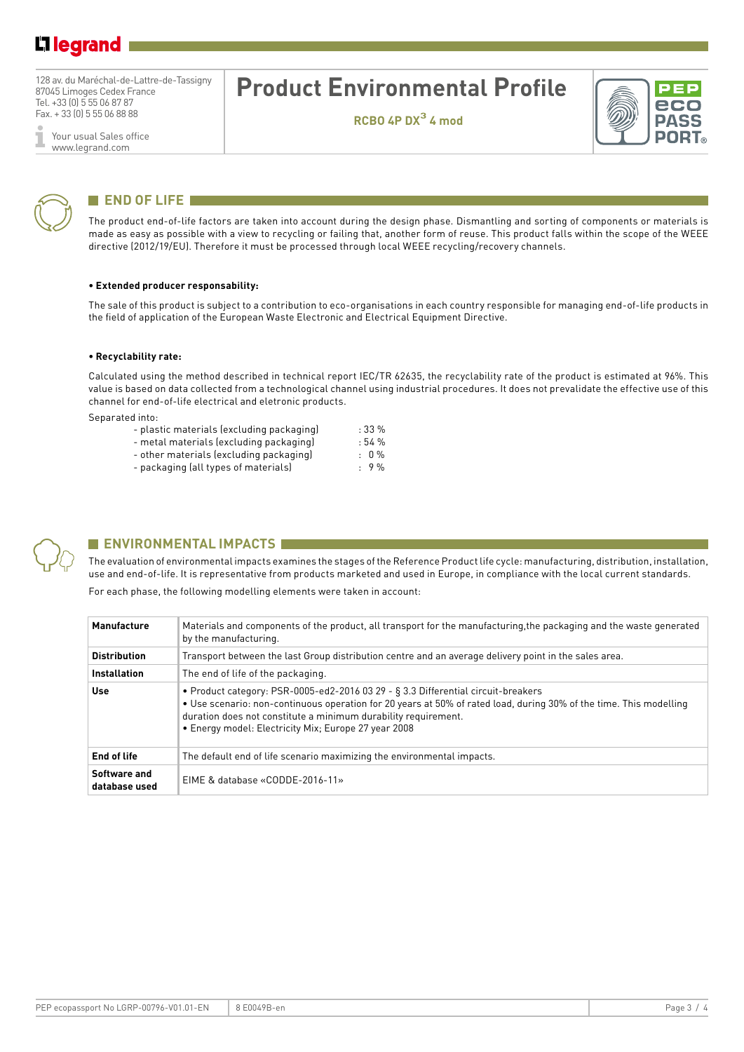# Product Environmental Profile

**RCBO 4P DX$^3$ 4 mod**

## END OF LIFE

The product end-of-life factors are taken into account during the design phase. Dismantling and sorting of components or materials is made as easy as possible with a view to recycling or failing that, another form of reuse. This product falls within the scope of the WEEE directive (2012/19/EU). Therefore it must be processed through local WEEE recycling/recovery channels.

**• Extended producer responsability:**

The sale of this product is subject to a contribution to eco-organisations in each country responsible for managing end-of-life products in the field of application of the European Waste Electronic and Electrical Equipment Directive.

**• Recyclability rate:**

Calculated using the method described in technical report IEC/TR 62635, the recyclability rate of the product is estimated at 96%. This value is based on data collected from a technological channel using industrial procedures. It does not prevalidate the effective use of this channel for end-of-life electrical and eletronic products.

Separated into:

- plastic materials (excluding packaging) : 33 %
- metal materials (excluding packaging) : 54 %
- other materials (excluding packaging) : 0 %
- packaging (all types of materials) : 9 %

## ENVIRONMENTAL IMPACTS

The evaluation of environmental impacts examines the stages of the Reference Product life cycle: manufacturing, distribution, installation, use and end-of-life. It is representative from products marketed and used in Europe, in compliance with the local current standards.

For each phase, the following modelling elements were taken in account:

| | |
|---|---|
| **Manufacture** | Materials and components of the product, all transport for the manufacturing,the packaging and the waste generated by the manufacturing. |
| **Distribution** | Transport between the last Group distribution centre and an average delivery point in the sales area. |
| **Installation** | The end of life of the packaging. |
| **Use** | • Product category: PSR-0005-ed2-2016 03 29 - § 3.3 Differential circuit-breakers<br>• Use scenario: non-continuous operation for 20 years at 50% of rated load, during 30% of the time. This modelling duration does not constitute a minimum durability requirement.<br>• Energy model: Electricity Mix; Europe 27 year 2008 |
| **End of life** | The default end of life scenario maximizing the environmental impacts. |
| **Software and database used** | EIME & database «CODDE-2016-11» |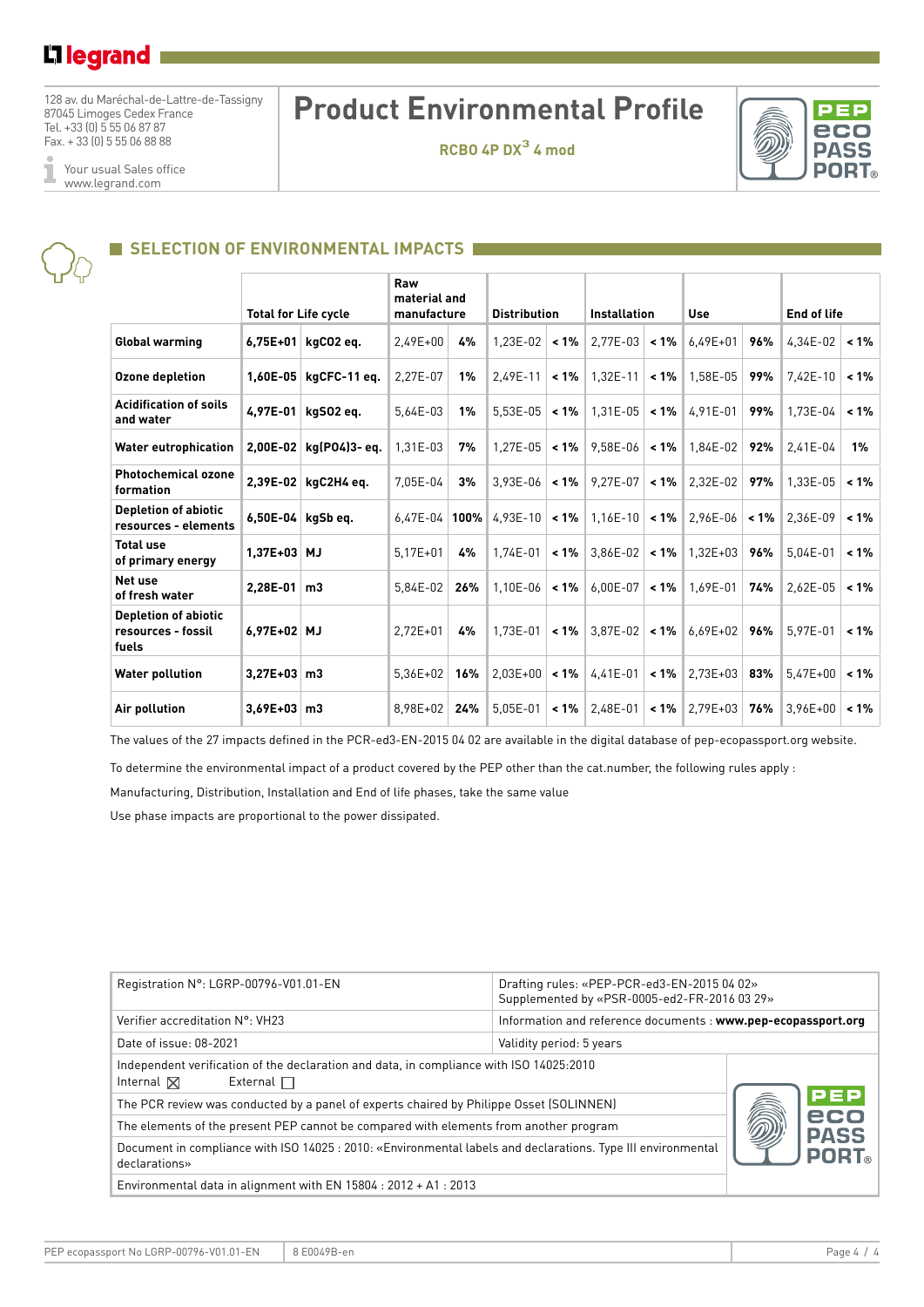128 av. du Maréchal-de-Lattre-de-Tassigny
87045 Limoges Cedex France
Tel. +33 (0) 5 55 06 87 87
Fax. + 33 (0) 5 55 06 88 88

Your usual Sales office
www.legrand.com

# Product Environmental Profile

**RCBO 4P DX$^3$ 4 mod**

## SELECTION OF ENVIRONMENTAL IMPACTS

| | Total for Life cycle | | Raw material and manufacture | | Distribution | | Installation | | Use | | End of life | |
|---|---|---|---|---|---|---|---|---|---|---|---|---|
| **Global warming** | **6,75E+01** | **kgCO2 eq.** | 2,49E+00 | **4%** | 1,23E-02 | **< 1%** | 2,77E-03 | **< 1%** | 6,49E+01 | **96%** | 4,34E-02 | **< 1%** |
| **Ozone depletion** | **1,60E-05** | **kgCFC-11 eq.** | 2,27E-07 | **1%** | 2,49E-11 | **< 1%** | 1,32E-11 | **< 1%** | 1,58E-05 | **99%** | 7,42E-10 | **< 1%** |
| **Acidification of soils and water** | **4,97E-01** | **kgSO2 eq.** | 5,64E-03 | **1%** | 5,53E-05 | **< 1%** | 1,31E-05 | **< 1%** | 4,91E-01 | **99%** | 1,73E-04 | **< 1%** |
| **Water eutrophication** | **2,00E-02** | **kg(PO4)3- eq.** | 1,31E-03 | **7%** | 1,27E-05 | **< 1%** | 9,58E-06 | **< 1%** | 1,84E-02 | **92%** | 2,41E-04 | **1%** |
| **Photochemical ozone formation** | **2,39E-02** | **kgC2H4 eq.** | 7,05E-04 | **3%** | 3,93E-06 | **< 1%** | 9,27E-07 | **< 1%** | 2,32E-02 | **97%** | 1,33E-05 | **< 1%** |
| **Depletion of abiotic resources - elements** | **6,50E-04** | **kgSb eq.** | 6,47E-04 | **100%** | 4,93E-10 | **< 1%** | 1,16E-10 | **< 1%** | 2,96E-06 | **< 1%** | 2,36E-09 | **< 1%** |
| **Total use of primary energy** | **1,37E+03** | **MJ** | 5,17E+01 | **4%** | 1,74E-01 | **< 1%** | 3,86E-02 | **< 1%** | 1,32E+03 | **96%** | 5,04E-01 | **< 1%** |
| **Net use of fresh water** | **2,28E-01** | **m3** | 5,84E-02 | **26%** | 1,10E-06 | **< 1%** | 6,00E-07 | **< 1%** | 1,69E-01 | **74%** | 2,62E-05 | **< 1%** |
| **Depletion of abiotic resources - fossil fuels** | **6,97E+02** | **MJ** | 2,72E+01 | **4%** | 1,73E-01 | **< 1%** | 3,87E-02 | **< 1%** | 6,69E+02 | **96%** | 5,97E-01 | **< 1%** |
| **Water pollution** | **3,27E+03** | **m3** | 5,36E+02 | **16%** | 2,03E+00 | **< 1%** | 4,41E-01 | **< 1%** | 2,73E+03 | **83%** | 5,47E+00 | **< 1%** |
| **Air pollution** | **3,69E+03** | **m3** | 8,98E+02 | **24%** | 5,05E-01 | **< 1%** | 2,48E-01 | **< 1%** | 2,79E+03 | **76%** | 3,96E+00 | **< 1%** |

The values of the 27 impacts defined in the PCR-ed3-EN-2015 04 02 are available in the digital database of pep-ecopassport.org website.

To determine the environmental impact of a product covered by the PEP other than the cat.number, the following rules apply :

Manufacturing, Distribution, Installation and End of life phases, take the same value

Use phase impacts are proportional to the power dissipated.

| | |
|---|---|
| Registration N°: LGRP-00796-V01.01-EN | Drafting rules: «PEP-PCR-ed3-EN-2015 04 02» Supplemented by «PSR-0005-ed2-FR-2016 03 29» |
| Verifier accreditation N°: VH23 | Information and reference documents : **www.pep-ecopassport.org** |
| Date of issue: 08-2021 | Validity period: 5 years |
| Independent verification of the declaration and data, in compliance with ISO 14025:2010 Internal ☒ External ☐ | |
| The PCR review was conducted by a panel of experts chaired by Philippe Osset (SOLINNEN) | |
| The elements of the present PEP cannot be compared with elements from another program | |
| Document in compliance with ISO 14025 : 2010: «Environmental labels and declarations. Type III environmental declarations» | |
| Environmental data in alignment with EN 15804 : 2012 + A1 : 2013 | |